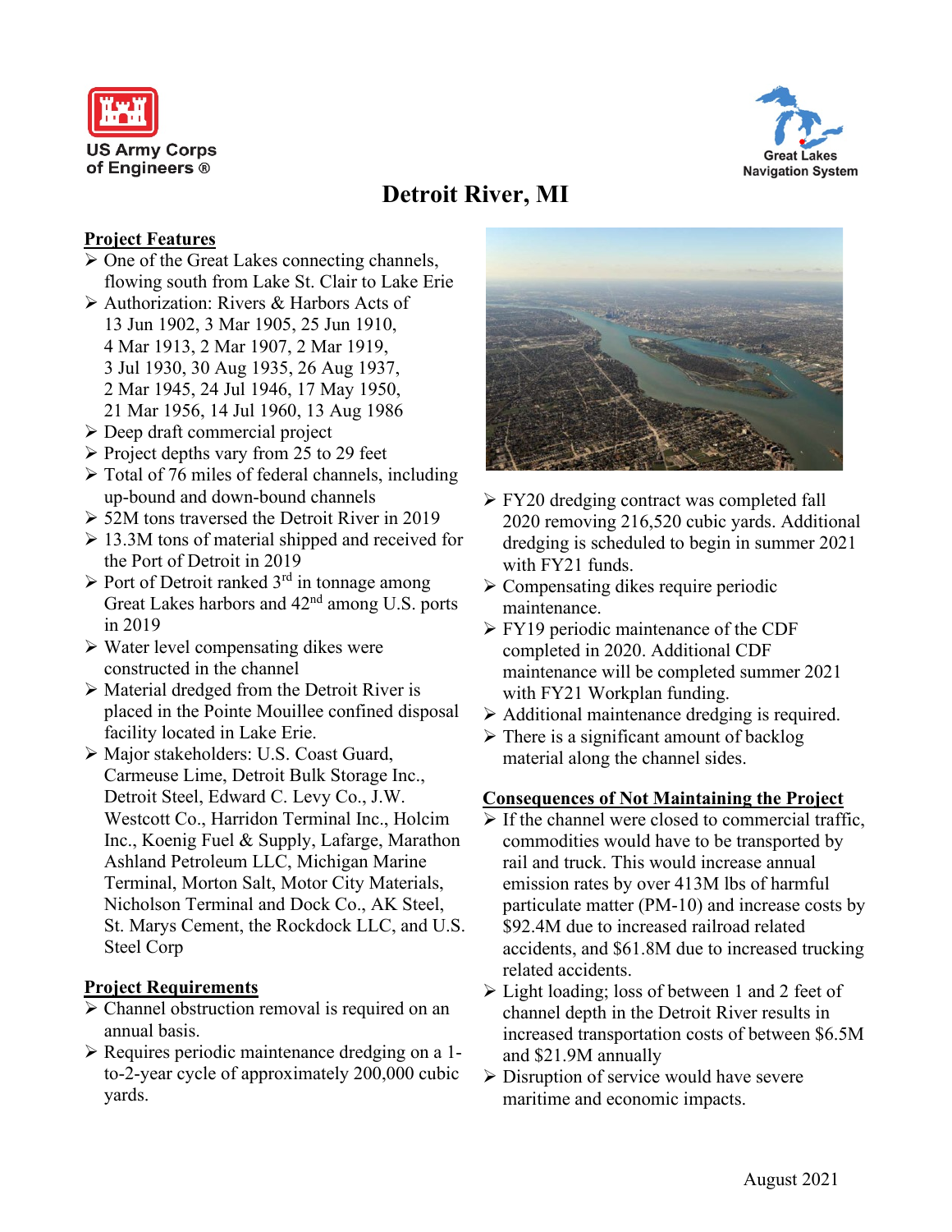US Army Corps of Engineers ®

Great Lakes Navigation System

# Detroit River, MI

## Project Features

- One of the Great Lakes connecting channels, flowing south from Lake St. Clair to Lake Erie
- Authorization: Rivers & Harbors Acts of 13 Jun 1902, 3 Mar 1905, 25 Jun 1910, 4 Mar 1913, 2 Mar 1907, 2 Mar 1919, 3 Jul 1930, 30 Aug 1935, 26 Aug 1937, 2 Mar 1945, 24 Jul 1946, 17 May 1950, 21 Mar 1956, 14 Jul 1960, 13 Aug 1986
- Deep draft commercial project
- Project depths vary from 25 to 29 feet
- Total of 76 miles of federal channels, including up-bound and down-bound channels
- 52M tons traversed the Detroit River in 2019
- 13.3M tons of material shipped and received for the Port of Detroit in 2019
- Port of Detroit ranked 3rd in tonnage among Great Lakes harbors and 42nd among U.S. ports in 2019
- Water level compensating dikes were constructed in the channel
- Material dredged from the Detroit River is placed in the Pointe Mouillee confined disposal facility located in Lake Erie.
- Major stakeholders: U.S. Coast Guard, Carmeuse Lime, Detroit Bulk Storage Inc., Detroit Steel, Edward C. Levy Co., J.W. Westcott Co., Harridon Terminal Inc., Holcim Inc., Koenig Fuel & Supply, Lafarge, Marathon Ashland Petroleum LLC, Michigan Marine Terminal, Morton Salt, Motor City Materials, Nicholson Terminal and Dock Co., AK Steel, St. Marys Cement, the Rockdock LLC, and U.S. Steel Corp

## Project Requirements

- Channel obstruction removal is required on an annual basis.
- Requires periodic maintenance dredging on a 1-to-2-year cycle of approximately 200,000 cubic yards.
- FY20 dredging contract was completed fall 2020 removing 216,520 cubic yards. Additional dredging is scheduled to begin in summer 2021 with FY21 funds.
- Compensating dikes require periodic maintenance.
- FY19 periodic maintenance of the CDF completed in 2020. Additional CDF maintenance will be completed summer 2021 with FY21 Workplan funding.
- Additional maintenance dredging is required.
- There is a significant amount of backlog material along the channel sides.

## Consequences of Not Maintaining the Project

- If the channel were closed to commercial traffic, commodities would have to be transported by rail and truck. This would increase annual emission rates by over 413M lbs of harmful particulate matter (PM-10) and increase costs by \$92.4M due to increased railroad related accidents, and \$61.8M due to increased trucking related accidents.
- Light loading; loss of between 1 and 2 feet of channel depth in the Detroit River results in increased transportation costs of between \$6.5M and \$21.9M annually
- Disruption of service would have severe maritime and economic impacts.

August 2021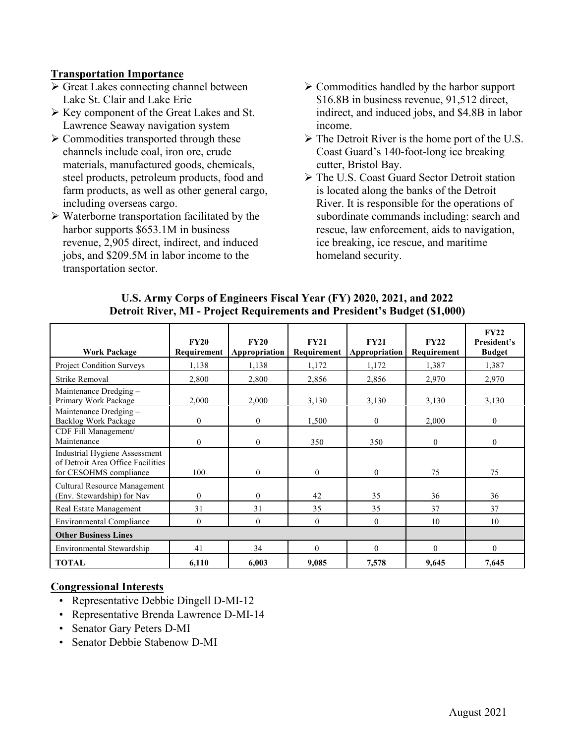## Transportation Importance

- Great Lakes connecting channel between Lake St. Clair and Lake Erie
- Key component of the Great Lakes and St. Lawrence Seaway navigation system
- Commodities transported through these channels include coal, iron ore, crude materials, manufactured goods, chemicals, steel products, petroleum products, food and farm products, as well as other general cargo, including overseas cargo.
- Waterborne transportation facilitated by the harbor supports $653.1M in business revenue, 2,905 direct, indirect, and induced jobs, and $209.5M in labor income to the transportation sector.
- Commodities handled by the harbor support $16.8B in business revenue, 91,512 direct, indirect, and induced jobs, and $4.8B in labor income.
- The Detroit River is the home port of the U.S. Coast Guard's 140-foot-long ice breaking cutter, Bristol Bay.
- The U.S. Coast Guard Sector Detroit station is located along the banks of the Detroit River. It is responsible for the operations of subordinate commands including: search and rescue, law enforcement, aids to navigation, ice breaking, ice rescue, and maritime homeland security.

**U.S. Army Corps of Engineers Fiscal Year (FY) 2020, 2021, and 2022**
**Detroit River, MI - Project Requirements and President's Budget ($1,000)**

| Work Package | FY20 Requirement | FY20 Appropriation | FY21 Requirement | FY21 Appropriation | FY22 Requirement | FY22 President's Budget |
|---|---|---|---|---|---|---|
| Project Condition Surveys | 1,138 | 1,138 | 1,172 | 1,172 | 1,387 | 1,387 |
| Strike Removal | 2,800 | 2,800 | 2,856 | 2,856 | 2,970 | 2,970 |
| Maintenance Dredging – Primary Work Package | 2,000 | 2,000 | 3,130 | 3,130 | 3,130 | 3,130 |
| Maintenance Dredging – Backlog Work Package | 0 | 0 | 1,500 | 0 | 2,000 | 0 |
| CDF Fill Management/ Maintenance | 0 | 0 | 350 | 350 | 0 | 0 |
| Industrial Hygiene Assessment of Detroit Area Office Facilities for CESOHMS compliance | 100 | 0 | 0 | 0 | 75 | 75 |
| Cultural Resource Management (Env. Stewardship) for Nav | 0 | 0 | 42 | 35 | 36 | 36 |
| Real Estate Management | 31 | 31 | 35 | 35 | 37 | 37 |
| Environmental Compliance | 0 | 0 | 0 | 0 | 10 | 10 |
| **Other Business Lines** | | | | | | |
| Environmental Stewardship | 41 | 34 | 0 | 0 | 0 | 0 |
| **TOTAL** | **6,110** | **6,003** | **9,085** | **7,578** | **9,645** | **7,645** |

## Congressional Interests

- Representative Debbie Dingell D-MI-12
- Representative Brenda Lawrence D-MI-14
- Senator Gary Peters D-MI
- Senator Debbie Stabenow D-MI

August 2021